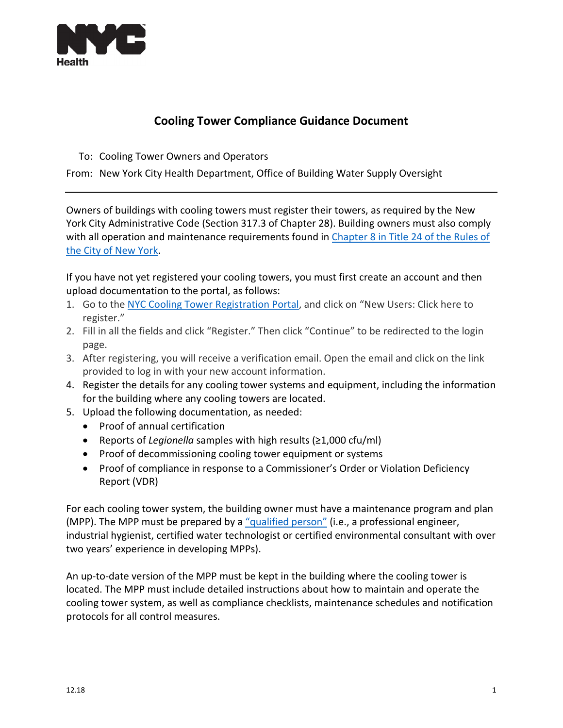# Cooling Tower Compliance Guidance Document

To: Cooling Tower Owners and Operators

From: New York City Health Department, Office of Building Water Supply Oversight

---

Owners of buildings with cooling towers must register their towers, as required by the New York City Administrative Code (Section 317.3 of Chapter 28). Building owners must also comply with all operation and maintenance requirements found in [Chapter 8 in Title 24 of the Rules of the City of New York](#).

If you have not yet registered your cooling towers, you must first create an account and then upload documentation to the portal, as follows:

1. Go to the [NYC Cooling Tower Registration Portal](#), and click on "New Users: Click here to register."
2. Fill in all the fields and click "Register." Then click "Continue" to be redirected to the login page.
3. After registering, you will receive a verification email. Open the email and click on the link provided to log in with your new account information.
4. Register the details for any cooling tower systems and equipment, including the information for the building where any cooling towers are located.
5. Upload the following documentation, as needed:
   - Proof of annual certification
   - Reports of *Legionella* samples with high results (≥1,000 cfu/ml)
   - Proof of decommissioning cooling tower equipment or systems
   - Proof of compliance in response to a Commissioner's Order or Violation Deficiency Report (VDR)

For each cooling tower system, the building owner must have a maintenance program and plan (MPP). The MPP must be prepared by a ["qualified person"](#) (i.e., a professional engineer, industrial hygienist, certified water technologist or certified environmental consultant with over two years' experience in developing MPPs).

An up-to-date version of the MPP must be kept in the building where the cooling tower is located. The MPP must include detailed instructions about how to maintain and operate the cooling tower system, as well as compliance checklists, maintenance schedules and notification protocols for all control measures.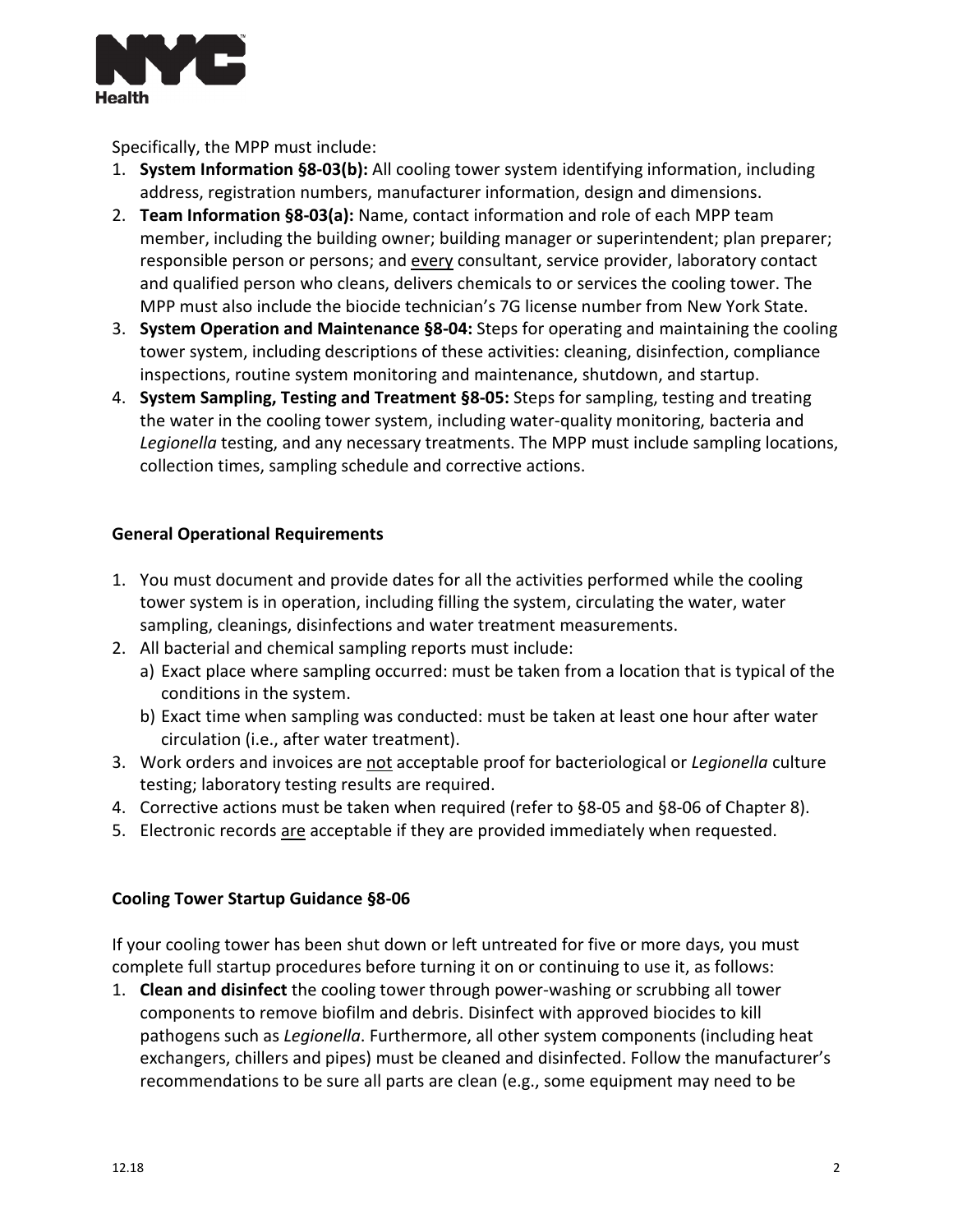Specifically, the MPP must include:

1. **System Information §8-03(b):** All cooling tower system identifying information, including address, registration numbers, manufacturer information, design and dimensions.
2. **Team Information §8-03(a):** Name, contact information and role of each MPP team member, including the building owner; building manager or superintendent; plan preparer; responsible person or persons; and every consultant, service provider, laboratory contact and qualified person who cleans, delivers chemicals to or services the cooling tower. The MPP must also include the biocide technician's 7G license number from New York State.
3. **System Operation and Maintenance §8-04:** Steps for operating and maintaining the cooling tower system, including descriptions of these activities: cleaning, disinfection, compliance inspections, routine system monitoring and maintenance, shutdown, and startup.
4. **System Sampling, Testing and Treatment §8-05:** Steps for sampling, testing and treating the water in the cooling tower system, including water-quality monitoring, bacteria and *Legionella* testing, and any necessary treatments. The MPP must include sampling locations, collection times, sampling schedule and corrective actions.

**General Operational Requirements**

1. You must document and provide dates for all the activities performed while the cooling tower system is in operation, including filling the system, circulating the water, water sampling, cleanings, disinfections and water treatment measurements.
2. All bacterial and chemical sampling reports must include:
   a) Exact place where sampling occurred: must be taken from a location that is typical of the conditions in the system.
   b) Exact time when sampling was conducted: must be taken at least one hour after water circulation (i.e., after water treatment).
3. Work orders and invoices are not acceptable proof for bacteriological or *Legionella* culture testing; laboratory testing results are required.
4. Corrective actions must be taken when required (refer to §8-05 and §8-06 of Chapter 8).
5. Electronic records are acceptable if they are provided immediately when requested.

**Cooling Tower Startup Guidance §8-06**

If your cooling tower has been shut down or left untreated for five or more days, you must complete full startup procedures before turning it on or continuing to use it, as follows:

1. **Clean and disinfect** the cooling tower through power-washing or scrubbing all tower components to remove biofilm and debris. Disinfect with approved biocides to kill pathogens such as *Legionella*. Furthermore, all other system components (including heat exchangers, chillers and pipes) must be cleaned and disinfected. Follow the manufacturer's recommendations to be sure all parts are clean (e.g., some equipment may need to be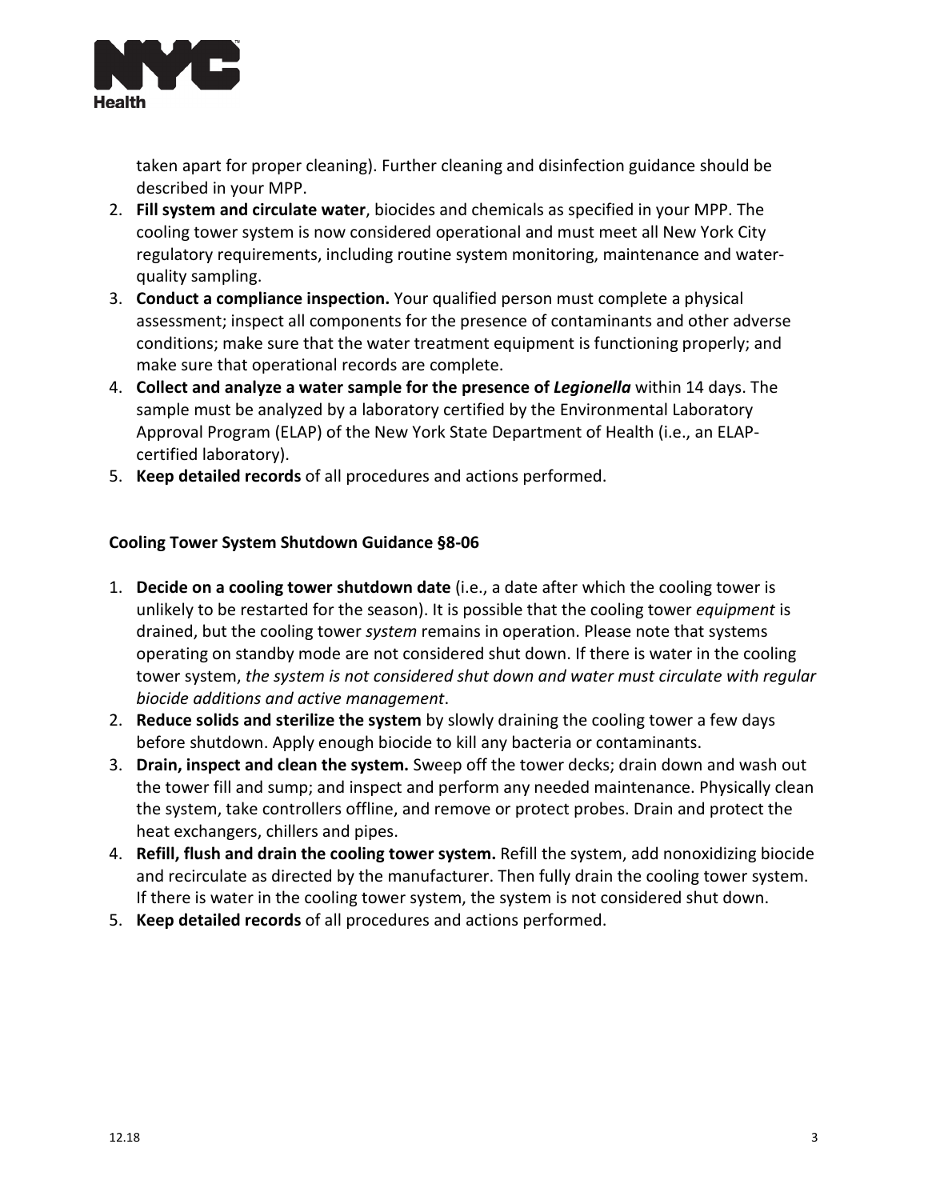taken apart for proper cleaning). Further cleaning and disinfection guidance should be described in your MPP.

2. **Fill system and circulate water**, biocides and chemicals as specified in your MPP. The cooling tower system is now considered operational and must meet all New York City regulatory requirements, including routine system monitoring, maintenance and water-quality sampling.
3. **Conduct a compliance inspection.** Your qualified person must complete a physical assessment; inspect all components for the presence of contaminants and other adverse conditions; make sure that the water treatment equipment is functioning properly; and make sure that operational records are complete.
4. **Collect and analyze a water sample for the presence of *Legionella*** within 14 days. The sample must be analyzed by a laboratory certified by the Environmental Laboratory Approval Program (ELAP) of the New York State Department of Health (i.e., an ELAP-certified laboratory).
5. **Keep detailed records** of all procedures and actions performed.

**Cooling Tower System Shutdown Guidance §8-06**

1. **Decide on a cooling tower shutdown date** (i.e., a date after which the cooling tower is unlikely to be restarted for the season). It is possible that the cooling tower *equipment* is drained, but the cooling tower *system* remains in operation. Please note that systems operating on standby mode are not considered shut down. If there is water in the cooling tower system, *the system is not considered shut down and water must circulate with regular biocide additions and active management*.
2. **Reduce solids and sterilize the system** by slowly draining the cooling tower a few days before shutdown. Apply enough biocide to kill any bacteria or contaminants.
3. **Drain, inspect and clean the system.** Sweep off the tower decks; drain down and wash out the tower fill and sump; and inspect and perform any needed maintenance. Physically clean the system, take controllers offline, and remove or protect probes. Drain and protect the heat exchangers, chillers and pipes.
4. **Refill, flush and drain the cooling tower system.** Refill the system, add nonoxidizing biocide and recirculate as directed by the manufacturer. Then fully drain the cooling tower system. If there is water in the cooling tower system, the system is not considered shut down.
5. **Keep detailed records** of all procedures and actions performed.